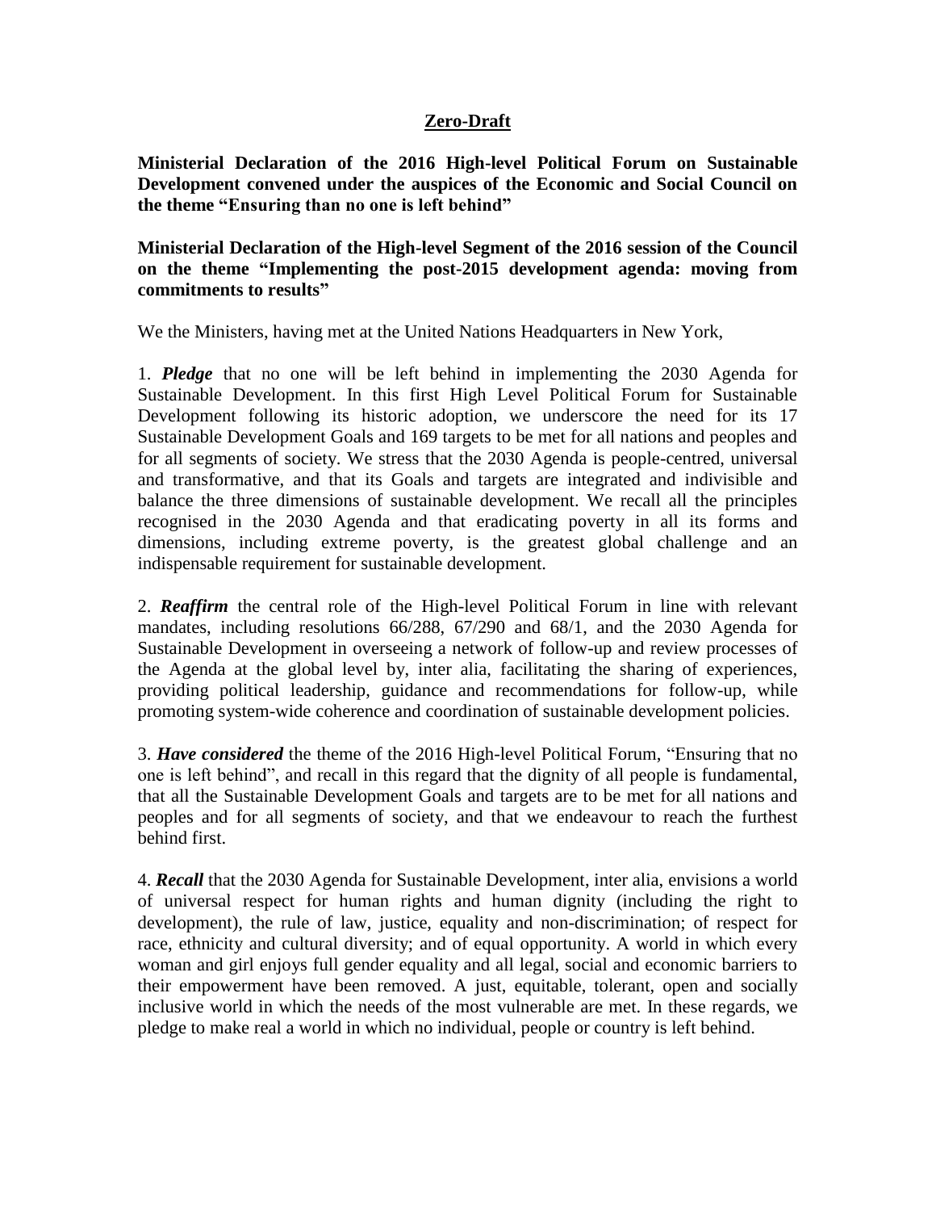## Zero-Draft

**Ministerial Declaration of the 2016 High-level Political Forum on Sustainable Development convened under the auspices of the Economic and Social Council on the theme "Ensuring than no one is left behind"**

**Ministerial Declaration of the High-level Segment of the 2016 session of the Council on the theme "Implementing the post-2015 development agenda: moving from commitments to results"**

We the Ministers, having met at the United Nations Headquarters in New York,

1. ***Pledge*** that no one will be left behind in implementing the 2030 Agenda for Sustainable Development. In this first High Level Political Forum for Sustainable Development following its historic adoption, we underscore the need for its 17 Sustainable Development Goals and 169 targets to be met for all nations and peoples and for all segments of society. We stress that the 2030 Agenda is people-centred, universal and transformative, and that its Goals and targets are integrated and indivisible and balance the three dimensions of sustainable development. We recall all the principles recognised in the 2030 Agenda and that eradicating poverty in all its forms and dimensions, including extreme poverty, is the greatest global challenge and an indispensable requirement for sustainable development.

2. ***Reaffirm*** the central role of the High-level Political Forum in line with relevant mandates, including resolutions 66/288, 67/290 and 68/1, and the 2030 Agenda for Sustainable Development in overseeing a network of follow-up and review processes of the Agenda at the global level by, inter alia, facilitating the sharing of experiences, providing political leadership, guidance and recommendations for follow-up, while promoting system-wide coherence and coordination of sustainable development policies.

3. ***Have considered*** the theme of the 2016 High-level Political Forum, "Ensuring that no one is left behind", and recall in this regard that the dignity of all people is fundamental, that all the Sustainable Development Goals and targets are to be met for all nations and peoples and for all segments of society, and that we endeavour to reach the furthest behind first.

4. ***Recall*** that the 2030 Agenda for Sustainable Development, inter alia, envisions a world of universal respect for human rights and human dignity (including the right to development), the rule of law, justice, equality and non-discrimination; of respect for race, ethnicity and cultural diversity; and of equal opportunity. A world in which every woman and girl enjoys full gender equality and all legal, social and economic barriers to their empowerment have been removed. A just, equitable, tolerant, open and socially inclusive world in which the needs of the most vulnerable are met. In these regards, we pledge to make real a world in which no individual, people or country is left behind.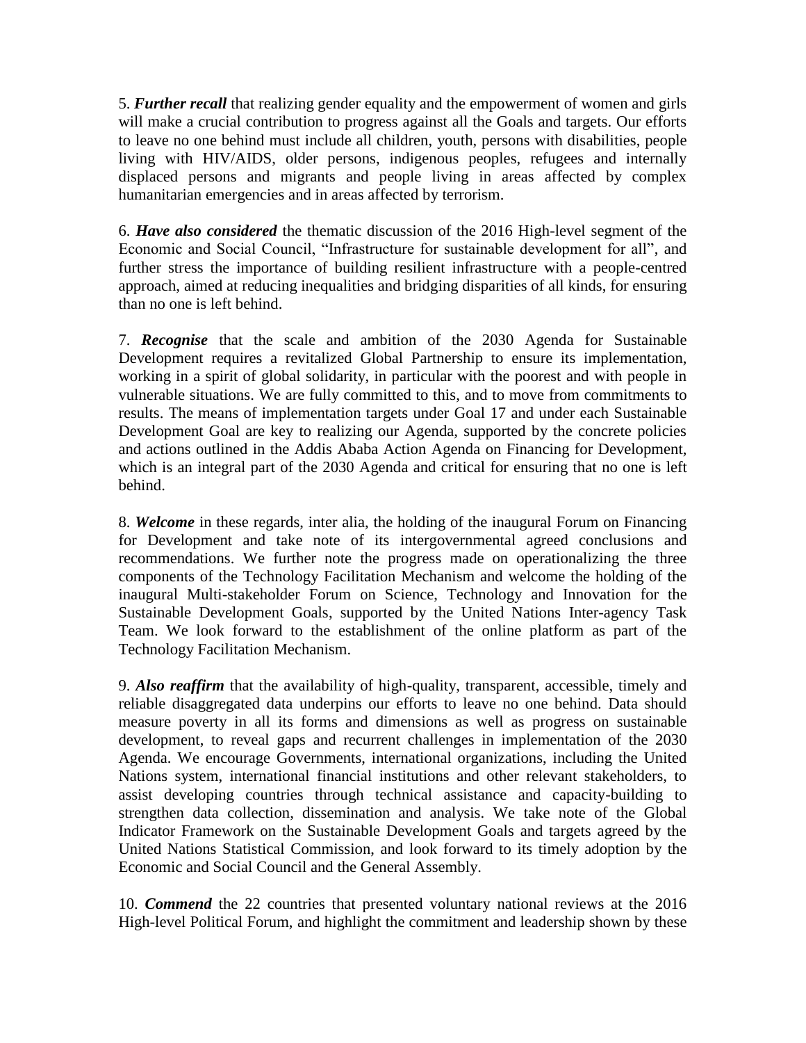5. ***Further recall*** that realizing gender equality and the empowerment of women and girls will make a crucial contribution to progress against all the Goals and targets. Our efforts to leave no one behind must include all children, youth, persons with disabilities, people living with HIV/AIDS, older persons, indigenous peoples, refugees and internally displaced persons and migrants and people living in areas affected by complex humanitarian emergencies and in areas affected by terrorism.

6. ***Have also considered*** the thematic discussion of the 2016 High-level segment of the Economic and Social Council, "Infrastructure for sustainable development for all", and further stress the importance of building resilient infrastructure with a people-centred approach, aimed at reducing inequalities and bridging disparities of all kinds, for ensuring than no one is left behind.

7. ***Recognise*** that the scale and ambition of the 2030 Agenda for Sustainable Development requires a revitalized Global Partnership to ensure its implementation, working in a spirit of global solidarity, in particular with the poorest and with people in vulnerable situations. We are fully committed to this, and to move from commitments to results. The means of implementation targets under Goal 17 and under each Sustainable Development Goal are key to realizing our Agenda, supported by the concrete policies and actions outlined in the Addis Ababa Action Agenda on Financing for Development, which is an integral part of the 2030 Agenda and critical for ensuring that no one is left behind.

8. ***Welcome*** in these regards, inter alia, the holding of the inaugural Forum on Financing for Development and take note of its intergovernmental agreed conclusions and recommendations. We further note the progress made on operationalizing the three components of the Technology Facilitation Mechanism and welcome the holding of the inaugural Multi-stakeholder Forum on Science, Technology and Innovation for the Sustainable Development Goals, supported by the United Nations Inter-agency Task Team. We look forward to the establishment of the online platform as part of the Technology Facilitation Mechanism.

9. ***Also reaffirm*** that the availability of high-quality, transparent, accessible, timely and reliable disaggregated data underpins our efforts to leave no one behind. Data should measure poverty in all its forms and dimensions as well as progress on sustainable development, to reveal gaps and recurrent challenges in implementation of the 2030 Agenda. We encourage Governments, international organizations, including the United Nations system, international financial institutions and other relevant stakeholders, to assist developing countries through technical assistance and capacity-building to strengthen data collection, dissemination and analysis. We take note of the Global Indicator Framework on the Sustainable Development Goals and targets agreed by the United Nations Statistical Commission, and look forward to its timely adoption by the Economic and Social Council and the General Assembly.

10. ***Commend*** the 22 countries that presented voluntary national reviews at the 2016 High-level Political Forum, and highlight the commitment and leadership shown by these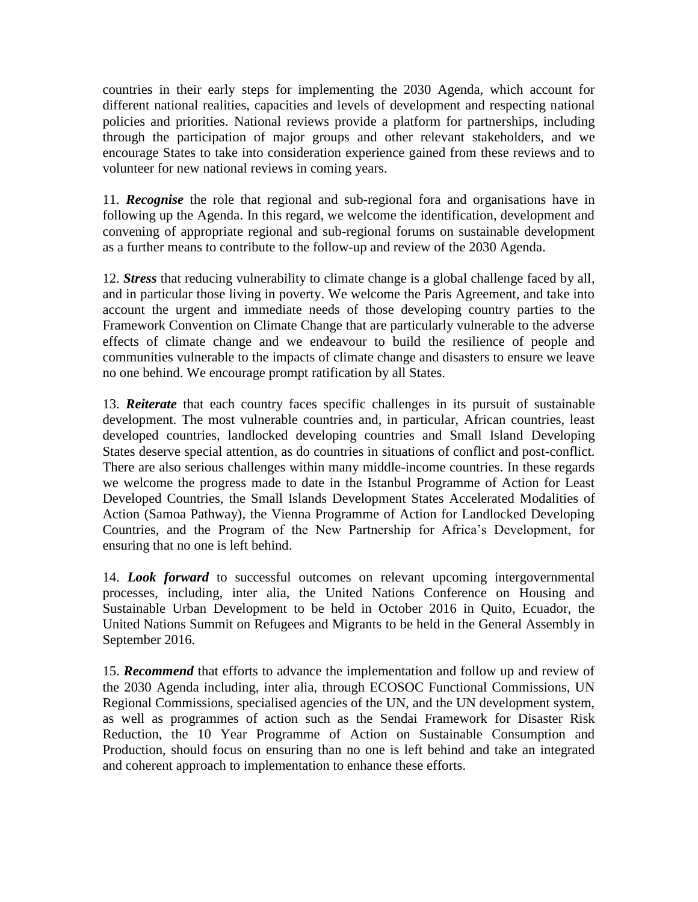countries in their early steps for implementing the 2030 Agenda, which account for different national realities, capacities and levels of development and respecting national policies and priorities. National reviews provide a platform for partnerships, including through the participation of major groups and other relevant stakeholders, and we encourage States to take into consideration experience gained from these reviews and to volunteer for new national reviews in coming years.

11. ***Recognise*** the role that regional and sub-regional fora and organisations have in following up the Agenda. In this regard, we welcome the identification, development and convening of appropriate regional and sub-regional forums on sustainable development as a further means to contribute to the follow-up and review of the 2030 Agenda.

12. ***Stress*** that reducing vulnerability to climate change is a global challenge faced by all, and in particular those living in poverty. We welcome the Paris Agreement, and take into account the urgent and immediate needs of those developing country parties to the Framework Convention on Climate Change that are particularly vulnerable to the adverse effects of climate change and we endeavour to build the resilience of people and communities vulnerable to the impacts of climate change and disasters to ensure we leave no one behind. We encourage prompt ratification by all States.

13. ***Reiterate*** that each country faces specific challenges in its pursuit of sustainable development. The most vulnerable countries and, in particular, African countries, least developed countries, landlocked developing countries and Small Island Developing States deserve special attention, as do countries in situations of conflict and post-conflict. There are also serious challenges within many middle-income countries. In these regards we welcome the progress made to date in the Istanbul Programme of Action for Least Developed Countries, the Small Islands Development States Accelerated Modalities of Action (Samoa Pathway), the Vienna Programme of Action for Landlocked Developing Countries, and the Program of the New Partnership for Africa's Development, for ensuring that no one is left behind.

14. ***Look forward*** to successful outcomes on relevant upcoming intergovernmental processes, including, inter alia, the United Nations Conference on Housing and Sustainable Urban Development to be held in October 2016 in Quito, Ecuador, the United Nations Summit on Refugees and Migrants to be held in the General Assembly in September 2016.

15. ***Recommend*** that efforts to advance the implementation and follow up and review of the 2030 Agenda including, inter alia, through ECOSOC Functional Commissions, UN Regional Commissions, specialised agencies of the UN, and the UN development system, as well as programmes of action such as the Sendai Framework for Disaster Risk Reduction, the 10 Year Programme of Action on Sustainable Consumption and Production, should focus on ensuring than no one is left behind and take an integrated and coherent approach to implementation to enhance these efforts.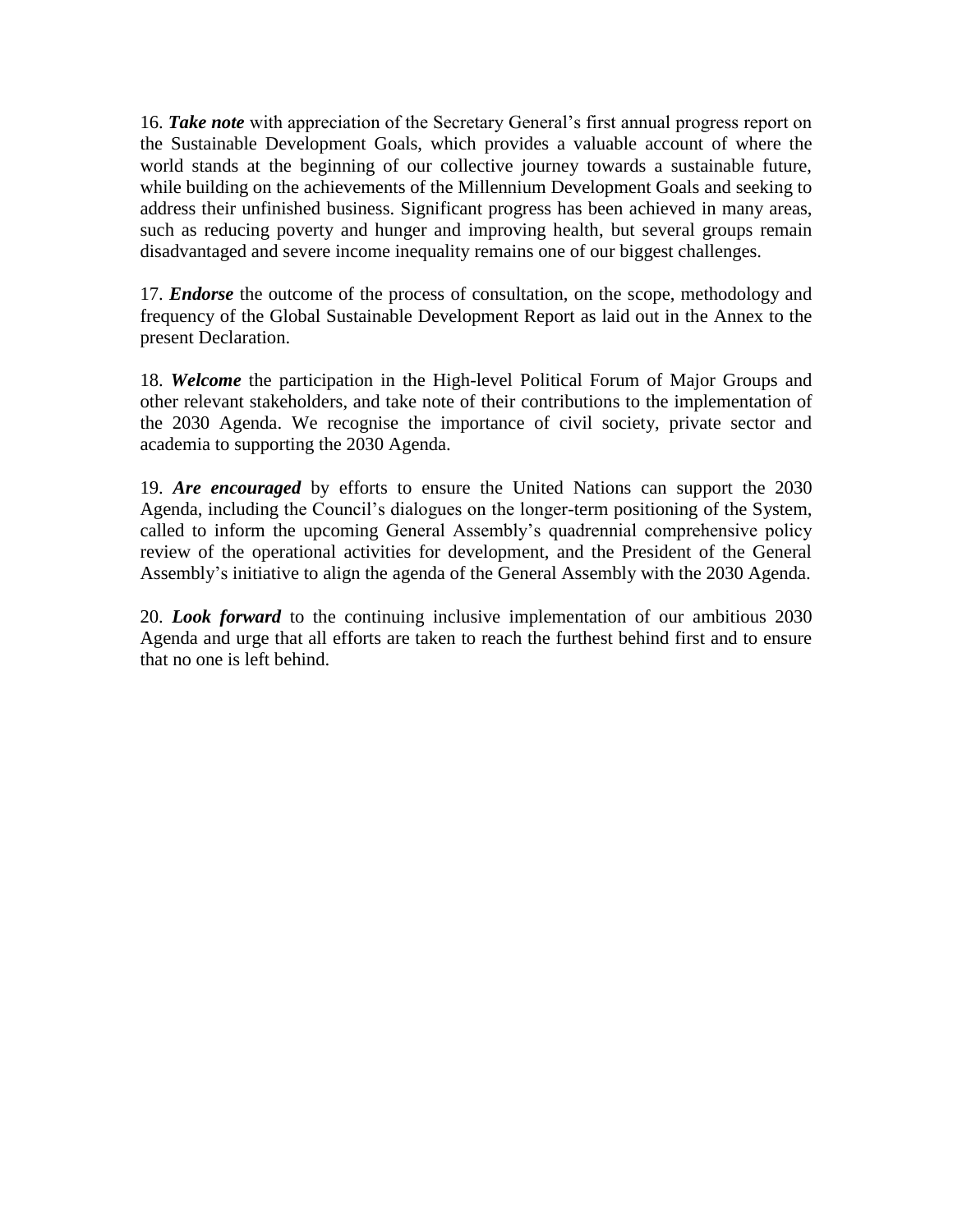16. ***Take note*** with appreciation of the Secretary General's first annual progress report on the Sustainable Development Goals, which provides a valuable account of where the world stands at the beginning of our collective journey towards a sustainable future, while building on the achievements of the Millennium Development Goals and seeking to address their unfinished business. Significant progress has been achieved in many areas, such as reducing poverty and hunger and improving health, but several groups remain disadvantaged and severe income inequality remains one of our biggest challenges.

17. ***Endorse*** the outcome of the process of consultation, on the scope, methodology and frequency of the Global Sustainable Development Report as laid out in the Annex to the present Declaration.

18. ***Welcome*** the participation in the High-level Political Forum of Major Groups and other relevant stakeholders, and take note of their contributions to the implementation of the 2030 Agenda. We recognise the importance of civil society, private sector and academia to supporting the 2030 Agenda.

19. ***Are encouraged*** by efforts to ensure the United Nations can support the 2030 Agenda, including the Council's dialogues on the longer-term positioning of the System, called to inform the upcoming General Assembly's quadrennial comprehensive policy review of the operational activities for development, and the President of the General Assembly's initiative to align the agenda of the General Assembly with the 2030 Agenda.

20. ***Look forward*** to the continuing inclusive implementation of our ambitious 2030 Agenda and urge that all efforts are taken to reach the furthest behind first and to ensure that no one is left behind.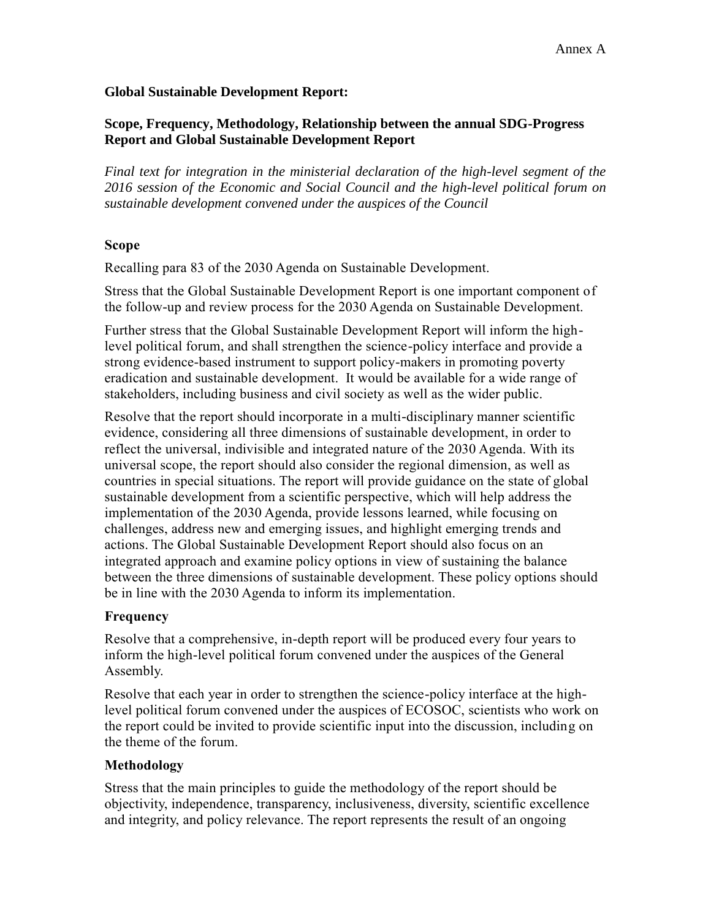Annex A

**Global Sustainable Development Report:**

**Scope, Frequency, Methodology, Relationship between the annual SDG-Progress Report and Global Sustainable Development Report**

*Final text for integration in the ministerial declaration of the high-level segment of the 2016 session of the Economic and Social Council and the high-level political forum on sustainable development convened under the auspices of the Council*

**Scope**

Recalling para 83 of the 2030 Agenda on Sustainable Development.

Stress that the Global Sustainable Development Report is one important component of the follow-up and review process for the 2030 Agenda on Sustainable Development.

Further stress that the Global Sustainable Development Report will inform the high-level political forum, and shall strengthen the science-policy interface and provide a strong evidence-based instrument to support policy-makers in promoting poverty eradication and sustainable development. It would be available for a wide range of stakeholders, including business and civil society as well as the wider public.

Resolve that the report should incorporate in a multi-disciplinary manner scientific evidence, considering all three dimensions of sustainable development, in order to reflect the universal, indivisible and integrated nature of the 2030 Agenda. With its universal scope, the report should also consider the regional dimension, as well as countries in special situations. The report will provide guidance on the state of global sustainable development from a scientific perspective, which will help address the implementation of the 2030 Agenda, provide lessons learned, while focusing on challenges, address new and emerging issues, and highlight emerging trends and actions. The Global Sustainable Development Report should also focus on an integrated approach and examine policy options in view of sustaining the balance between the three dimensions of sustainable development. These policy options should be in line with the 2030 Agenda to inform its implementation.

**Frequency**

Resolve that a comprehensive, in-depth report will be produced every four years to inform the high-level political forum convened under the auspices of the General Assembly.

Resolve that each year in order to strengthen the science-policy interface at the high-level political forum convened under the auspices of ECOSOC, scientists who work on the report could be invited to provide scientific input into the discussion, including on the theme of the forum.

**Methodology**

Stress that the main principles to guide the methodology of the report should be objectivity, independence, transparency, inclusiveness, diversity, scientific excellence and integrity, and policy relevance. The report represents the result of an ongoing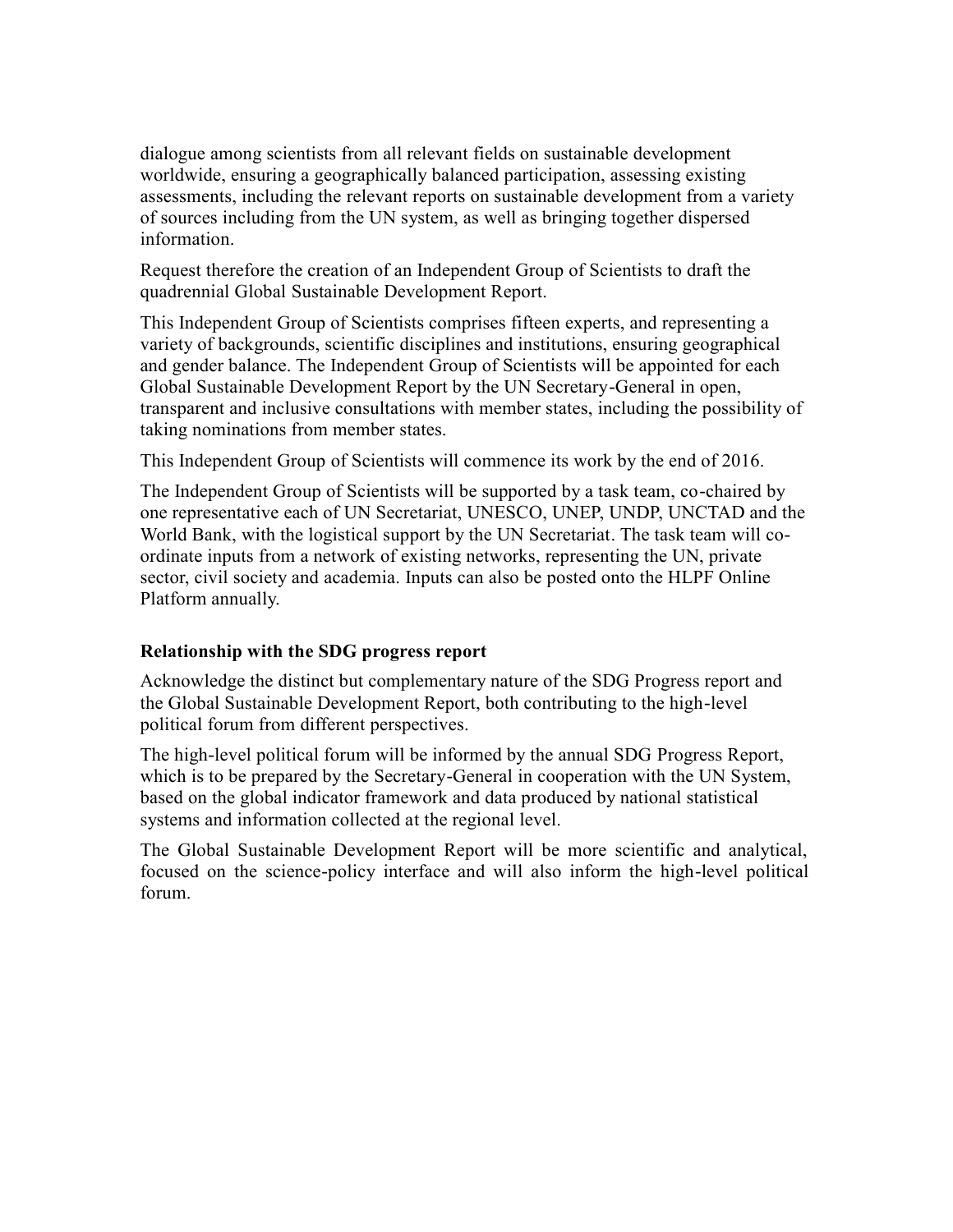dialogue among scientists from all relevant fields on sustainable development worldwide, ensuring a geographically balanced participation, assessing existing assessments, including the relevant reports on sustainable development from a variety of sources including from the UN system, as well as bringing together dispersed information.

Request therefore the creation of an Independent Group of Scientists to draft the quadrennial Global Sustainable Development Report.

This Independent Group of Scientists comprises fifteen experts, and representing a variety of backgrounds, scientific disciplines and institutions, ensuring geographical and gender balance. The Independent Group of Scientists will be appointed for each Global Sustainable Development Report by the UN Secretary-General in open, transparent and inclusive consultations with member states, including the possibility of taking nominations from member states.

This Independent Group of Scientists will commence its work by the end of 2016.

The Independent Group of Scientists will be supported by a task team, co-chaired by one representative each of UN Secretariat, UNESCO, UNEP, UNDP, UNCTAD and the World Bank, with the logistical support by the UN Secretariat. The task team will co-ordinate inputs from a network of existing networks, representing the UN, private sector, civil society and academia. Inputs can also be posted onto the HLPF Online Platform annually.

**Relationship with the SDG progress report**

Acknowledge the distinct but complementary nature of the SDG Progress report and the Global Sustainable Development Report, both contributing to the high-level political forum from different perspectives.

The high-level political forum will be informed by the annual SDG Progress Report, which is to be prepared by the Secretary-General in cooperation with the UN System, based on the global indicator framework and data produced by national statistical systems and information collected at the regional level.

The Global Sustainable Development Report will be more scientific and analytical, focused on the science-policy interface and will also inform the high-level political forum.